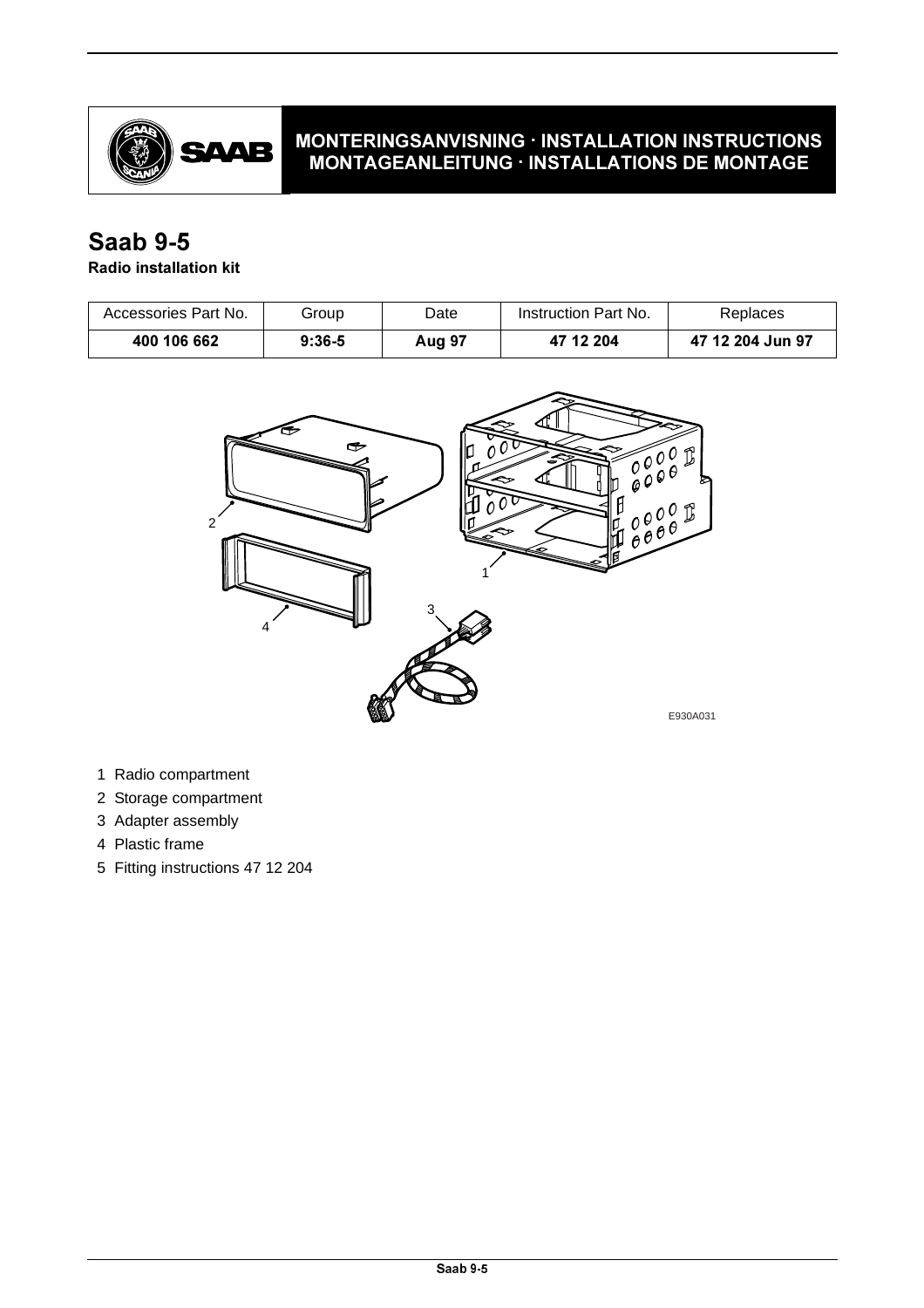MONTERINGSANVISNING · INSTALLATION INSTRUCTIONS
MONTAGEANLEITUNG · INSTALLATIONS DE MONTAGE

# Saab 9-5

**Radio installation kit**

| Accessories Part No. | Group | Date | Instruction Part No. | Replaces |
|---|---|---|---|---|
| **400 106 662** | **9:36-5** | **Aug 97** | **47 12 204** | **47 12 204 Jun 97** |

E930A031

1 Radio compartment
2 Storage compartment
3 Adapter assembly
4 Plastic frame
5 Fitting instructions 47 12 204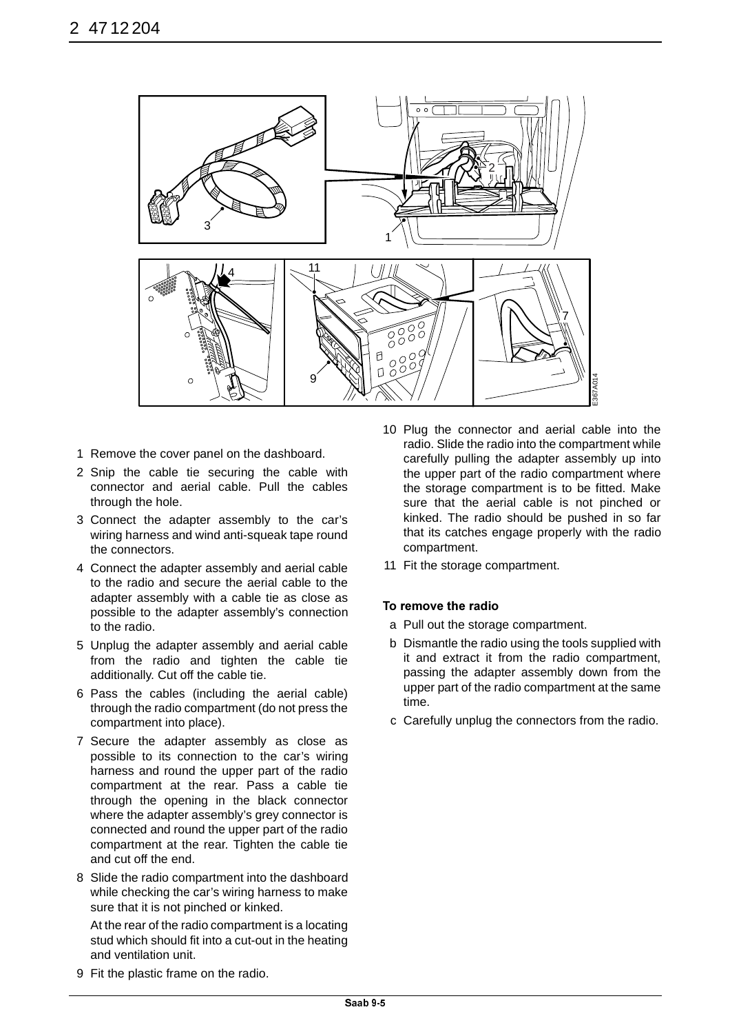1 Remove the cover panel on the dashboard.

2 Snip the cable tie securing the cable with connector and aerial cable. Pull the cables through the hole.

3 Connect the adapter assembly to the car's wiring harness and wind anti-squeak tape round the connectors.

4 Connect the adapter assembly and aerial cable to the radio and secure the aerial cable to the adapter assembly with a cable tie as close as possible to the adapter assembly's connection to the radio.

5 Unplug the adapter assembly and aerial cable from the radio and tighten the cable tie additionally. Cut off the cable tie.

6 Pass the cables (including the aerial cable) through the radio compartment (do not press the compartment into place).

7 Secure the adapter assembly as close as possible to its connection to the car's wiring harness and round the upper part of the radio compartment at the rear. Pass a cable tie through the opening in the black connector where the adapter assembly's grey connector is connected and round the upper part of the radio compartment at the rear. Tighten the cable tie and cut off the end.

8 Slide the radio compartment into the dashboard while checking the car's wiring harness to make sure that it is not pinched or kinked.

   At the rear of the radio compartment is a locating stud which should fit into a cut-out in the heating and ventilation unit.

9 Fit the plastic frame on the radio.

10 Plug the connector and aerial cable into the radio. Slide the radio into the compartment while carefully pulling the adapter assembly up into the upper part of the radio compartment where the storage compartment is to be fitted. Make sure that the aerial cable is not pinched or kinked. The radio should be pushed in so far that its catches engage properly with the radio compartment.

11 Fit the storage compartment.

**To remove the radio**

a Pull out the storage compartment.

b Dismantle the radio using the tools supplied with it and extract it from the radio compartment, passing the adapter assembly down from the upper part of the radio compartment at the same time.

c Carefully unplug the connectors from the radio.